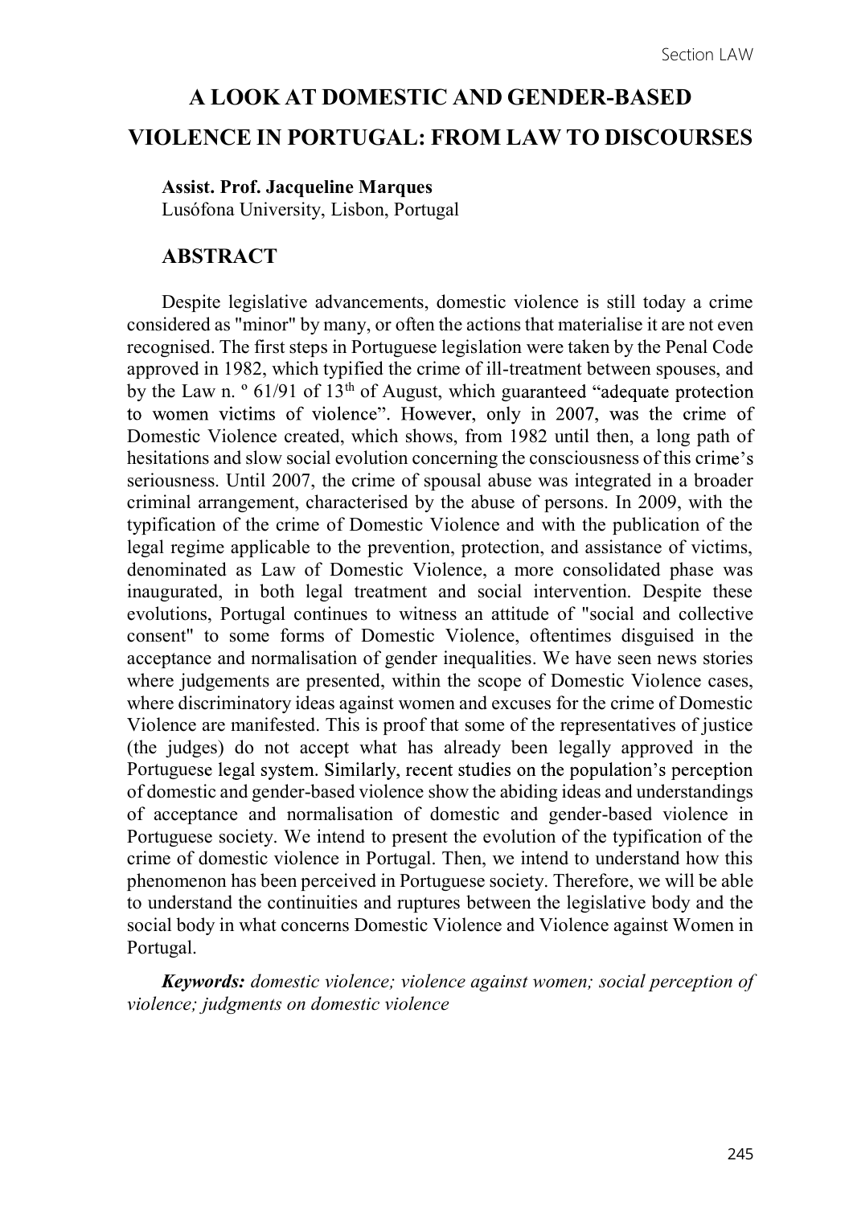# A LOOK AT DOMESTIC AND GENDER-BASED VIOLENCE IN PORTUGAL: FROM LAW TO DISCOURSES

**Assist. Prof. Jacqueline Marques**
Lusófona University, Lisbon, Portugal

## ABSTRACT

Despite legislative advancements, domestic violence is still today a crime considered as "minor" by many, or often the actions that materialise it are not even recognised. The first steps in Portuguese legislation were taken by the Penal Code approved in 1982, which typified the crime of ill-treatment between spouses, and by the Law n. º 61/91 of 13th of August, which guaranteed "adequate protection to women victims of violence". However, only in 2007, was the crime of Domestic Violence created, which shows, from 1982 until then, a long path of hesitations and slow social evolution concerning the consciousness of this crime's seriousness. Until 2007, the crime of spousal abuse was integrated in a broader criminal arrangement, characterised by the abuse of persons. In 2009, with the typification of the crime of Domestic Violence and with the publication of the legal regime applicable to the prevention, protection, and assistance of victims, denominated as Law of Domestic Violence, a more consolidated phase was inaugurated, in both legal treatment and social intervention. Despite these evolutions, Portugal continues to witness an attitude of "social and collective consent" to some forms of Domestic Violence, oftentimes disguised in the acceptance and normalisation of gender inequalities. We have seen news stories where judgements are presented, within the scope of Domestic Violence cases, where discriminatory ideas against women and excuses for the crime of Domestic Violence are manifested. This is proof that some of the representatives of justice (the judges) do not accept what has already been legally approved in the Portuguese legal system. Similarly, recent studies on the population's perception of domestic and gender-based violence show the abiding ideas and understandings of acceptance and normalisation of domestic and gender-based violence in Portuguese society. We intend to present the evolution of the typification of the crime of domestic violence in Portugal. Then, we intend to understand how this phenomenon has been perceived in Portuguese society. Therefore, we will be able to understand the continuities and ruptures between the legislative body and the social body in what concerns Domestic Violence and Violence against Women in Portugal.

***Keywords:*** *domestic violence; violence against women; social perception of violence; judgments on domestic violence*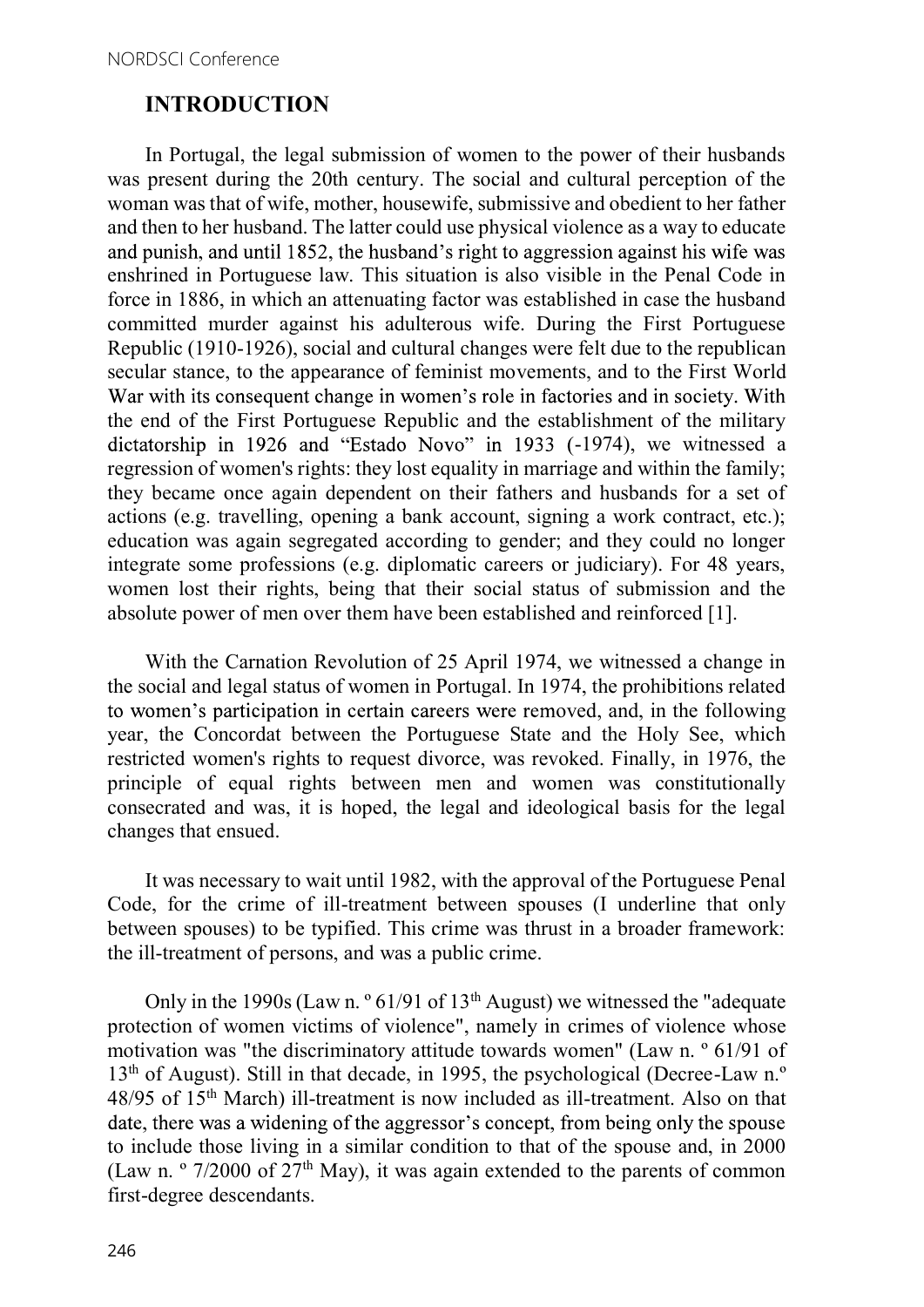## INTRODUCTION

In Portugal, the legal submission of women to the power of their husbands was present during the 20th century. The social and cultural perception of the woman was that of wife, mother, housewife, submissive and obedient to her father and then to her husband. The latter could use physical violence as a way to educate and punish, and until 1852, the husband's right to aggression against his wife was enshrined in Portuguese law. This situation is also visible in the Penal Code in force in 1886, in which an attenuating factor was established in case the husband committed murder against his adulterous wife. During the First Portuguese Republic (1910-1926), social and cultural changes were felt due to the republican secular stance, to the appearance of feminist movements, and to the First World War with its consequent change in women's role in factories and in society. With the end of the First Portuguese Republic and the establishment of the military dictatorship in 1926 and "Estado Novo" in 1933 (-1974), we witnessed a regression of women's rights: they lost equality in marriage and within the family; they became once again dependent on their fathers and husbands for a set of actions (e.g. travelling, opening a bank account, signing a work contract, etc.); education was again segregated according to gender; and they could no longer integrate some professions (e.g. diplomatic careers or judiciary). For 48 years, women lost their rights, being that their social status of submission and the absolute power of men over them have been established and reinforced [1].

With the Carnation Revolution of 25 April 1974, we witnessed a change in the social and legal status of women in Portugal. In 1974, the prohibitions related to women's participation in certain careers were removed, and, in the following year, the Concordat between the Portuguese State and the Holy See, which restricted women's rights to request divorce, was revoked. Finally, in 1976, the principle of equal rights between men and women was constitutionally consecrated and was, it is hoped, the legal and ideological basis for the legal changes that ensued.

It was necessary to wait until 1982, with the approval of the Portuguese Penal Code, for the crime of ill-treatment between spouses (I underline that only between spouses) to be typified. This crime was thrust in a broader framework: the ill-treatment of persons, and was a public crime.

Only in the 1990s (Law n. º 61/91 of 13th August) we witnessed the "adequate protection of women victims of violence", namely in crimes of violence whose motivation was "the discriminatory attitude towards women" (Law n. º 61/91 of 13th of August). Still in that decade, in 1995, the psychological (Decree-Law n.º 48/95 of 15th March) ill-treatment is now included as ill-treatment. Also on that date, there was a widening of the aggressor's concept, from being only the spouse to include those living in a similar condition to that of the spouse and, in 2000 (Law n. º 7/2000 of 27th May), it was again extended to the parents of common first-degree descendants.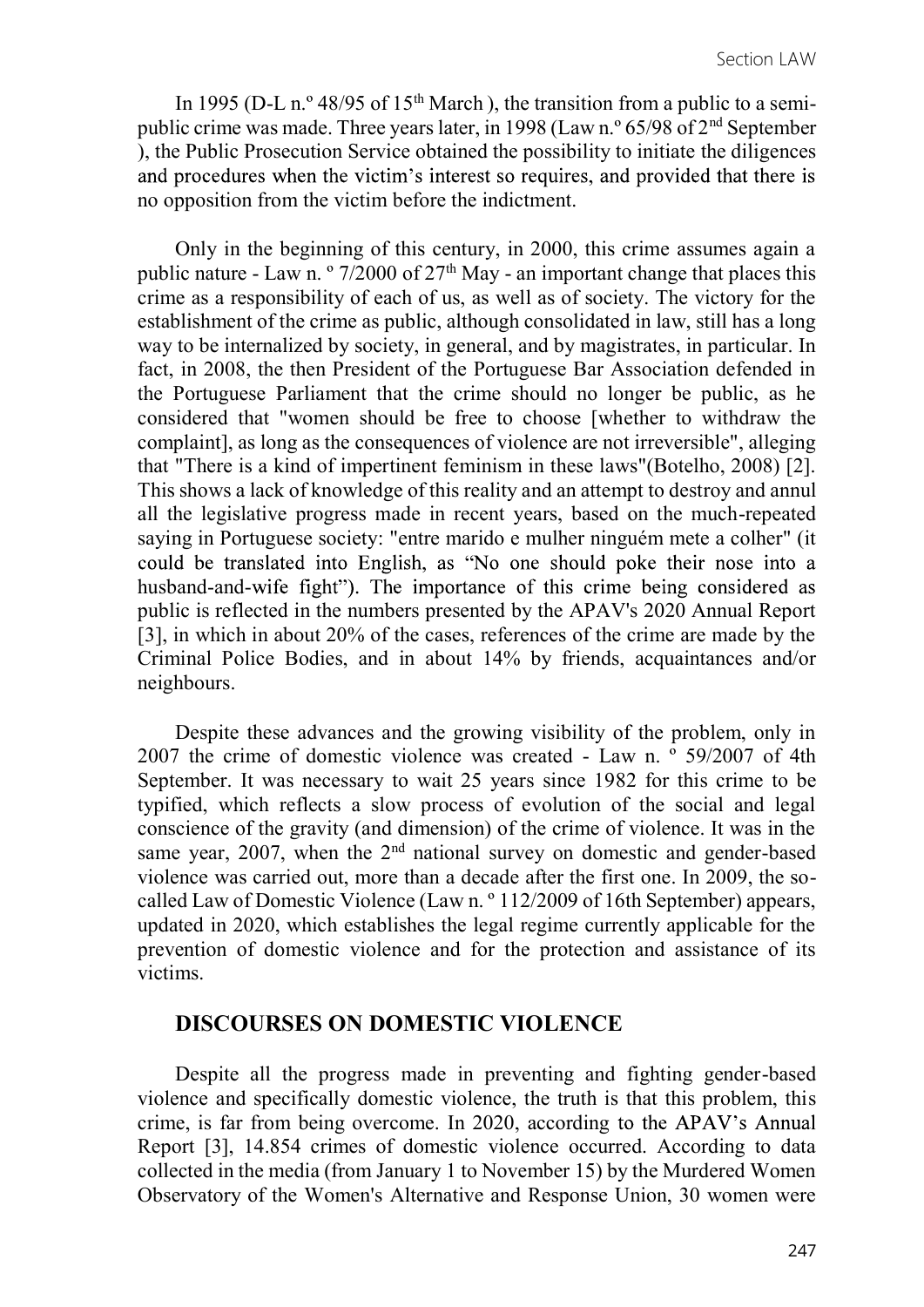In 1995 (D-L n.º 48/95 of 15th March ), the transition from a public to a semi-public crime was made. Three years later, in 1998 (Law n.º 65/98 of 2nd September ), the Public Prosecution Service obtained the possibility to initiate the diligences and procedures when the victim's interest so requires, and provided that there is no opposition from the victim before the indictment.

Only in the beginning of this century, in 2000, this crime assumes again a public nature - Law n. º 7/2000 of 27th May - an important change that places this crime as a responsibility of each of us, as well as of society. The victory for the establishment of the crime as public, although consolidated in law, still has a long way to be internalized by society, in general, and by magistrates, in particular. In fact, in 2008, the then President of the Portuguese Bar Association defended in the Portuguese Parliament that the crime should no longer be public, as he considered that "women should be free to choose [whether to withdraw the complaint], as long as the consequences of violence are not irreversible", alleging that "There is a kind of impertinent feminism in these laws"(Botelho, 2008) [2]. This shows a lack of knowledge of this reality and an attempt to destroy and annul all the legislative progress made in recent years, based on the much-repeated saying in Portuguese society: "entre marido e mulher ninguém mete a colher" (it could be translated into English, as "No one should poke their nose into a husband-and-wife fight"). The importance of this crime being considered as public is reflected in the numbers presented by the APAV's 2020 Annual Report [3], in which in about 20% of the cases, references of the crime are made by the Criminal Police Bodies, and in about 14% by friends, acquaintances and/or neighbours.

Despite these advances and the growing visibility of the problem, only in 2007 the crime of domestic violence was created - Law n. º 59/2007 of 4th September. It was necessary to wait 25 years since 1982 for this crime to be typified, which reflects a slow process of evolution of the social and legal conscience of the gravity (and dimension) of the crime of violence. It was in the same year, 2007, when the 2nd national survey on domestic and gender-based violence was carried out, more than a decade after the first one. In 2009, the so-called Law of Domestic Violence (Law n. º 112/2009 of 16th September) appears, updated in 2020, which establishes the legal regime currently applicable for the prevention of domestic violence and for the protection and assistance of its victims.

## DISCOURSES ON DOMESTIC VIOLENCE

Despite all the progress made in preventing and fighting gender-based violence and specifically domestic violence, the truth is that this problem, this crime, is far from being overcome. In 2020, according to the APAV's Annual Report [3], 14.854 crimes of domestic violence occurred. According to data collected in the media (from January 1 to November 15) by the Murdered Women Observatory of the Women's Alternative and Response Union, 30 women were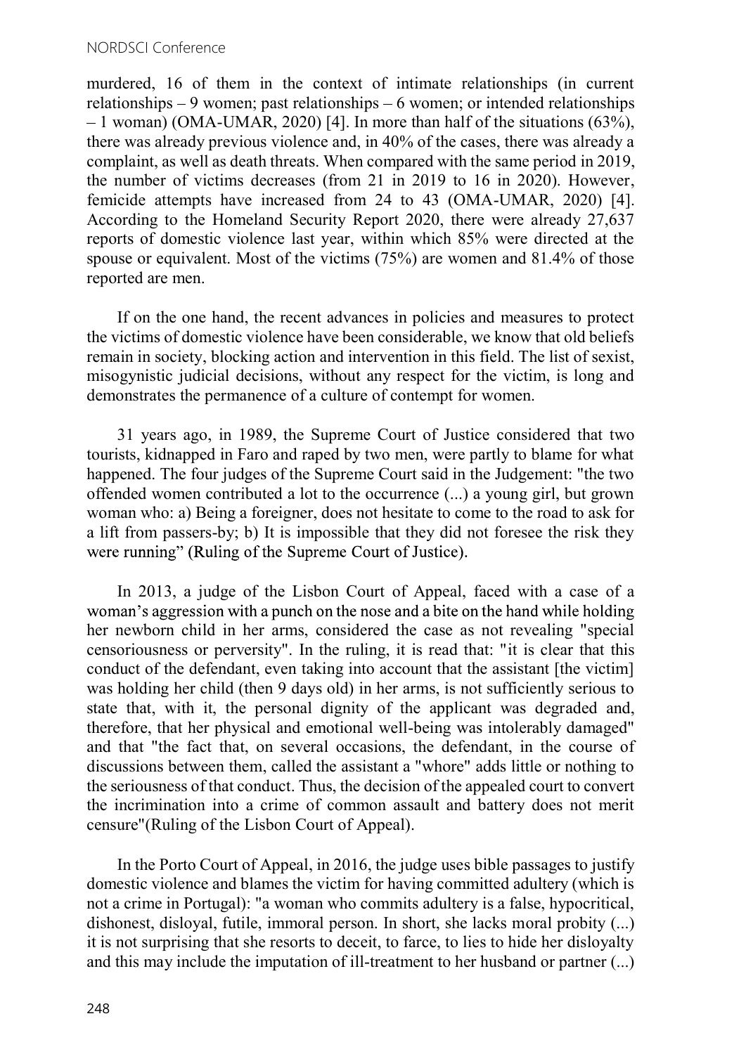murdered, 16 of them in the context of intimate relationships (in current relationships – 9 women; past relationships – 6 women; or intended relationships – 1 woman) (OMA-UMAR, 2020) [4]. In more than half of the situations (63%), there was already previous violence and, in 40% of the cases, there was already a complaint, as well as death threats. When compared with the same period in 2019, the number of victims decreases (from 21 in 2019 to 16 in 2020). However, femicide attempts have increased from 24 to 43 (OMA-UMAR, 2020) [4]. According to the Homeland Security Report 2020, there were already 27,637 reports of domestic violence last year, within which 85% were directed at the spouse or equivalent. Most of the victims (75%) are women and 81.4% of those reported are men.

If on the one hand, the recent advances in policies and measures to protect the victims of domestic violence have been considerable, we know that old beliefs remain in society, blocking action and intervention in this field. The list of sexist, misogynistic judicial decisions, without any respect for the victim, is long and demonstrates the permanence of a culture of contempt for women.

31 years ago, in 1989, the Supreme Court of Justice considered that two tourists, kidnapped in Faro and raped by two men, were partly to blame for what happened. The four judges of the Supreme Court said in the Judgement: "the two offended women contributed a lot to the occurrence (...) a young girl, but grown woman who: a) Being a foreigner, does not hesitate to come to the road to ask for a lift from passers-by; b) It is impossible that they did not foresee the risk they were running" (Ruling of the Supreme Court of Justice).

In 2013, a judge of the Lisbon Court of Appeal, faced with a case of a woman's aggression with a punch on the nose and a bite on the hand while holding her newborn child in her arms, considered the case as not revealing "special censoriousness or perversity". In the ruling, it is read that: "it is clear that this conduct of the defendant, even taking into account that the assistant [the victim] was holding her child (then 9 days old) in her arms, is not sufficiently serious to state that, with it, the personal dignity of the applicant was degraded and, therefore, that her physical and emotional well-being was intolerably damaged" and that "the fact that, on several occasions, the defendant, in the course of discussions between them, called the assistant a "whore" adds little or nothing to the seriousness of that conduct. Thus, the decision of the appealed court to convert the incrimination into a crime of common assault and battery does not merit censure"(Ruling of the Lisbon Court of Appeal).

In the Porto Court of Appeal, in 2016, the judge uses bible passages to justify domestic violence and blames the victim for having committed adultery (which is not a crime in Portugal): "a woman who commits adultery is a false, hypocritical, dishonest, disloyal, futile, immoral person. In short, she lacks moral probity (...) it is not surprising that she resorts to deceit, to farce, to lies to hide her disloyalty and this may include the imputation of ill-treatment to her husband or partner (...)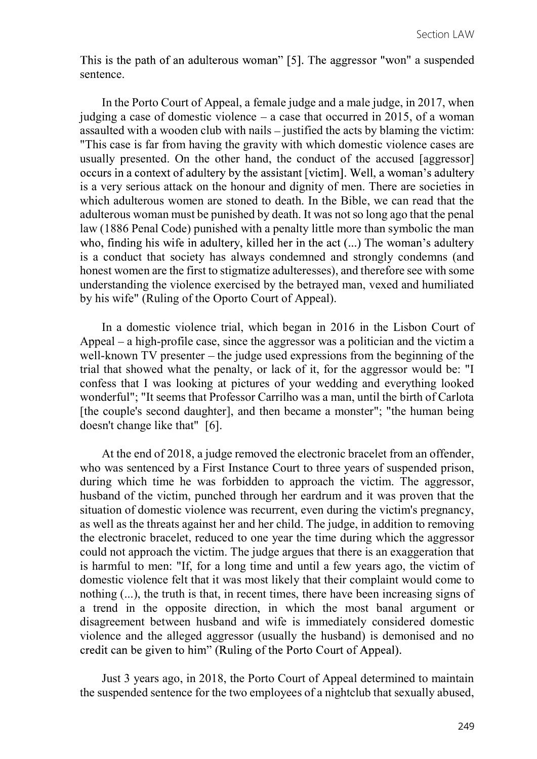This is the path of an adulterous woman" [5]. The aggressor "won" a suspended sentence.

In the Porto Court of Appeal, a female judge and a male judge, in 2017, when judging a case of domestic violence – a case that occurred in 2015, of a woman assaulted with a wooden club with nails – justified the acts by blaming the victim: "This case is far from having the gravity with which domestic violence cases are usually presented. On the other hand, the conduct of the accused [aggressor] occurs in a context of adultery by the assistant [victim]. Well, a woman's adultery is a very serious attack on the honour and dignity of men. There are societies in which adulterous women are stoned to death. In the Bible, we can read that the adulterous woman must be punished by death. It was not so long ago that the penal law (1886 Penal Code) punished with a penalty little more than symbolic the man who, finding his wife in adultery, killed her in the act (...) The woman's adultery is a conduct that society has always condemned and strongly condemns (and honest women are the first to stigmatize adulteresses), and therefore see with some understanding the violence exercised by the betrayed man, vexed and humiliated by his wife" (Ruling of the Oporto Court of Appeal).

In a domestic violence trial, which began in 2016 in the Lisbon Court of Appeal – a high-profile case, since the aggressor was a politician and the victim a well-known TV presenter – the judge used expressions from the beginning of the trial that showed what the penalty, or lack of it, for the aggressor would be: "I confess that I was looking at pictures of your wedding and everything looked wonderful"; "It seems that Professor Carrilho was a man, until the birth of Carlota [the couple's second daughter], and then became a monster"; "the human being doesn't change like that" [6].

At the end of 2018, a judge removed the electronic bracelet from an offender, who was sentenced by a First Instance Court to three years of suspended prison, during which time he was forbidden to approach the victim. The aggressor, husband of the victim, punched through her eardrum and it was proven that the situation of domestic violence was recurrent, even during the victim's pregnancy, as well as the threats against her and her child. The judge, in addition to removing the electronic bracelet, reduced to one year the time during which the aggressor could not approach the victim. The judge argues that there is an exaggeration that is harmful to men: "If, for a long time and until a few years ago, the victim of domestic violence felt that it was most likely that their complaint would come to nothing (...), the truth is that, in recent times, there have been increasing signs of a trend in the opposite direction, in which the most banal argument or disagreement between husband and wife is immediately considered domestic violence and the alleged aggressor (usually the husband) is demonised and no credit can be given to him" (Ruling of the Porto Court of Appeal).

Just 3 years ago, in 2018, the Porto Court of Appeal determined to maintain the suspended sentence for the two employees of a nightclub that sexually abused,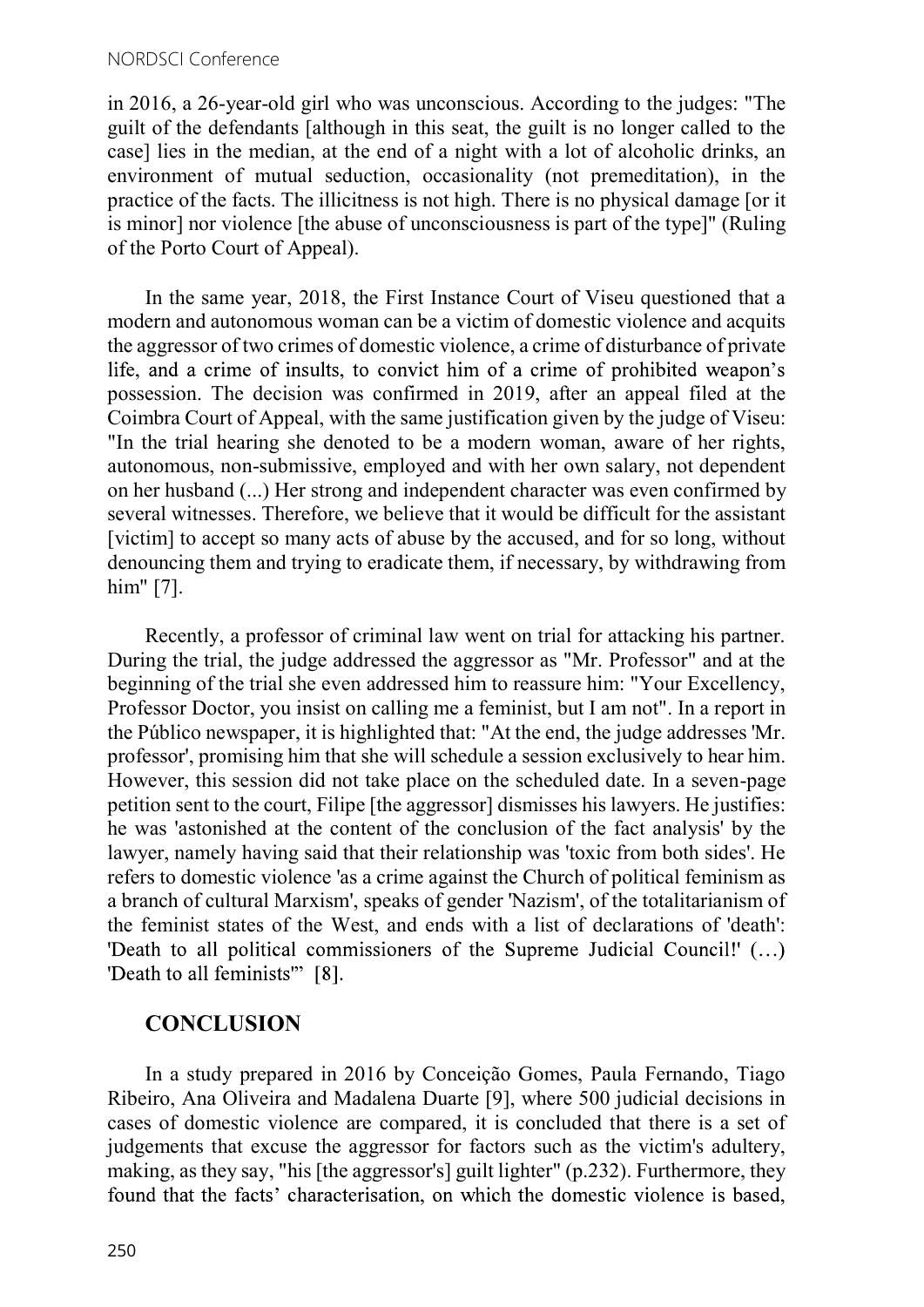in 2016, a 26-year-old girl who was unconscious. According to the judges: "The guilt of the defendants [although in this seat, the guilt is no longer called to the case] lies in the median, at the end of a night with a lot of alcoholic drinks, an environment of mutual seduction, occasionality (not premeditation), in the practice of the facts. The illicitness is not high. There is no physical damage [or it is minor] nor violence [the abuse of unconsciousness is part of the type]" (Ruling of the Porto Court of Appeal).

In the same year, 2018, the First Instance Court of Viseu questioned that a modern and autonomous woman can be a victim of domestic violence and acquits the aggressor of two crimes of domestic violence, a crime of disturbance of private life, and a crime of insults, to convict him of a crime of prohibited weapon's possession. The decision was confirmed in 2019, after an appeal filed at the Coimbra Court of Appeal, with the same justification given by the judge of Viseu: "In the trial hearing she denoted to be a modern woman, aware of her rights, autonomous, non-submissive, employed and with her own salary, not dependent on her husband (...) Her strong and independent character was even confirmed by several witnesses. Therefore, we believe that it would be difficult for the assistant [victim] to accept so many acts of abuse by the accused, and for so long, without denouncing them and trying to eradicate them, if necessary, by withdrawing from him" [7].

Recently, a professor of criminal law went on trial for attacking his partner. During the trial, the judge addressed the aggressor as "Mr. Professor" and at the beginning of the trial she even addressed him to reassure him: "Your Excellency, Professor Doctor, you insist on calling me a feminist, but I am not". In a report in the Público newspaper, it is highlighted that: "At the end, the judge addresses 'Mr. professor', promising him that she will schedule a session exclusively to hear him. However, this session did not take place on the scheduled date. In a seven-page petition sent to the court, Filipe [the aggressor] dismisses his lawyers. He justifies: he was 'astonished at the content of the conclusion of the fact analysis' by the lawyer, namely having said that their relationship was 'toxic from both sides'. He refers to domestic violence 'as a crime against the Church of political feminism as a branch of cultural Marxism', speaks of gender 'Nazism', of the totalitarianism of the feminist states of the West, and ends with a list of declarations of 'death': 'Death to all political commissioners of the Supreme Judicial Council!' (…) 'Death to all feminists'" [8].

## CONCLUSION

In a study prepared in 2016 by Conceição Gomes, Paula Fernando, Tiago Ribeiro, Ana Oliveira and Madalena Duarte [9], where 500 judicial decisions in cases of domestic violence are compared, it is concluded that there is a set of judgements that excuse the aggressor for factors such as the victim's adultery, making, as they say, "his [the aggressor's] guilt lighter" (p.232). Furthermore, they found that the facts' characterisation, on which the domestic violence is based,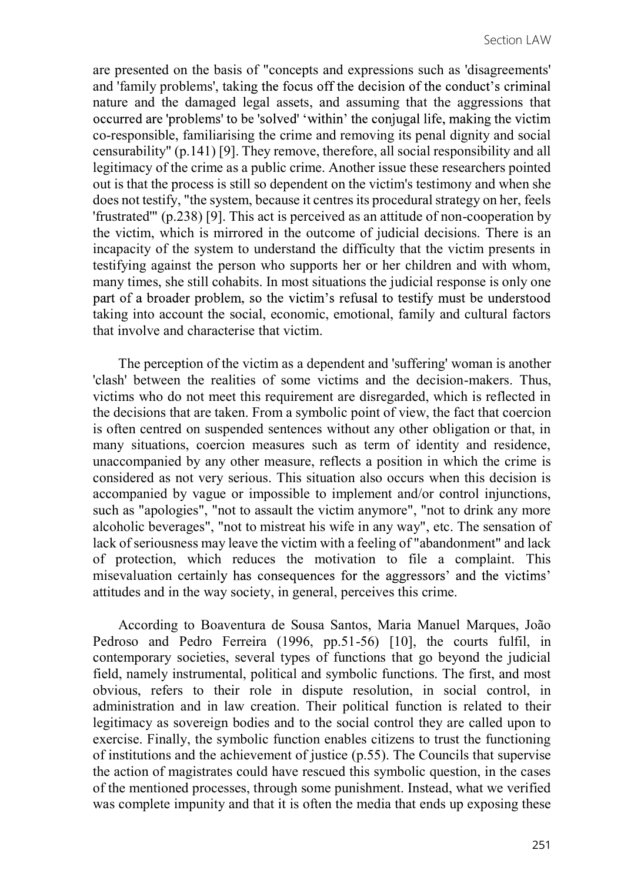are presented on the basis of "concepts and expressions such as 'disagreements' and 'family problems', taking the focus off the decision of the conduct's criminal nature and the damaged legal assets, and assuming that the aggressions that occurred are 'problems' to be 'solved' 'within' the conjugal life, making the victim co-responsible, familiarising the crime and removing its penal dignity and social censurability" (p.141) [9]. They remove, therefore, all social responsibility and all legitimacy of the crime as a public crime. Another issue these researchers pointed out is that the process is still so dependent on the victim's testimony and when she does not testify, "the system, because it centres its procedural strategy on her, feels 'frustrated'" (p.238) [9]. This act is perceived as an attitude of non-cooperation by the victim, which is mirrored in the outcome of judicial decisions. There is an incapacity of the system to understand the difficulty that the victim presents in testifying against the person who supports her or her children and with whom, many times, she still cohabits. In most situations the judicial response is only one part of a broader problem, so the victim's refusal to testify must be understood taking into account the social, economic, emotional, family and cultural factors that involve and characterise that victim.

The perception of the victim as a dependent and 'suffering' woman is another 'clash' between the realities of some victims and the decision-makers. Thus, victims who do not meet this requirement are disregarded, which is reflected in the decisions that are taken. From a symbolic point of view, the fact that coercion is often centred on suspended sentences without any other obligation or that, in many situations, coercion measures such as term of identity and residence, unaccompanied by any other measure, reflects a position in which the crime is considered as not very serious. This situation also occurs when this decision is accompanied by vague or impossible to implement and/or control injunctions, such as "apologies", "not to assault the victim anymore", "not to drink any more alcoholic beverages", "not to mistreat his wife in any way", etc. The sensation of lack of seriousness may leave the victim with a feeling of "abandonment" and lack of protection, which reduces the motivation to file a complaint. This misevaluation certainly has consequences for the aggressors' and the victims' attitudes and in the way society, in general, perceives this crime.

According to Boaventura de Sousa Santos, Maria Manuel Marques, João Pedroso and Pedro Ferreira (1996, pp.51-56) [10], the courts fulfil, in contemporary societies, several types of functions that go beyond the judicial field, namely instrumental, political and symbolic functions. The first, and most obvious, refers to their role in dispute resolution, in social control, in administration and in law creation. Their political function is related to their legitimacy as sovereign bodies and to the social control they are called upon to exercise. Finally, the symbolic function enables citizens to trust the functioning of institutions and the achievement of justice (p.55). The Councils that supervise the action of magistrates could have rescued this symbolic question, in the cases of the mentioned processes, through some punishment. Instead, what we verified was complete impunity and that it is often the media that ends up exposing these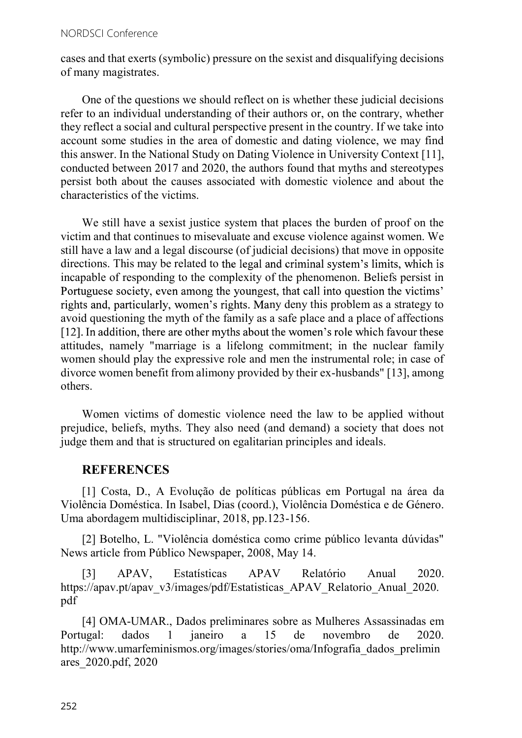cases and that exerts (symbolic) pressure on the sexist and disqualifying decisions of many magistrates.

One of the questions we should reflect on is whether these judicial decisions refer to an individual understanding of their authors or, on the contrary, whether they reflect a social and cultural perspective present in the country. If we take into account some studies in the area of domestic and dating violence, we may find this answer. In the National Study on Dating Violence in University Context [11], conducted between 2017 and 2020, the authors found that myths and stereotypes persist both about the causes associated with domestic violence and about the characteristics of the victims.

We still have a sexist justice system that places the burden of proof on the victim and that continues to misevaluate and excuse violence against women. We still have a law and a legal discourse (of judicial decisions) that move in opposite directions. This may be related to the legal and criminal system's limits, which is incapable of responding to the complexity of the phenomenon. Beliefs persist in Portuguese society, even among the youngest, that call into question the victims' rights and, particularly, women's rights. Many deny this problem as a strategy to avoid questioning the myth of the family as a safe place and a place of affections [12]. In addition, there are other myths about the women's role which favour these attitudes, namely "marriage is a lifelong commitment; in the nuclear family women should play the expressive role and men the instrumental role; in case of divorce women benefit from alimony provided by their ex-husbands" [13], among others.

Women victims of domestic violence need the law to be applied without prejudice, beliefs, myths. They also need (and demand) a society that does not judge them and that is structured on egalitarian principles and ideals.

## REFERENCES

[1] Costa, D., A Evolução de políticas públicas em Portugal na área da Violência Doméstica. In Isabel, Dias (coord.), Violência Doméstica e de Género. Uma abordagem multidisciplinar, 2018, pp.123-156.

[2] Botelho, L. "Violência doméstica como crime público levanta dúvidas" News article from Público Newspaper, 2008, May 14.

[3] APAV, Estatísticas APAV Relatório Anual 2020. https://apav.pt/apav_v3/images/pdf/Estatisticas_APAV_Relatorio_Anual_2020.pdf

[4] OMA-UMAR., Dados preliminares sobre as Mulheres Assassinadas em Portugal: dados 1 janeiro a 15 de novembro de 2020. http://www.umarfeminismos.org/images/stories/oma/Infografia_dados_preliminares_2020.pdf, 2020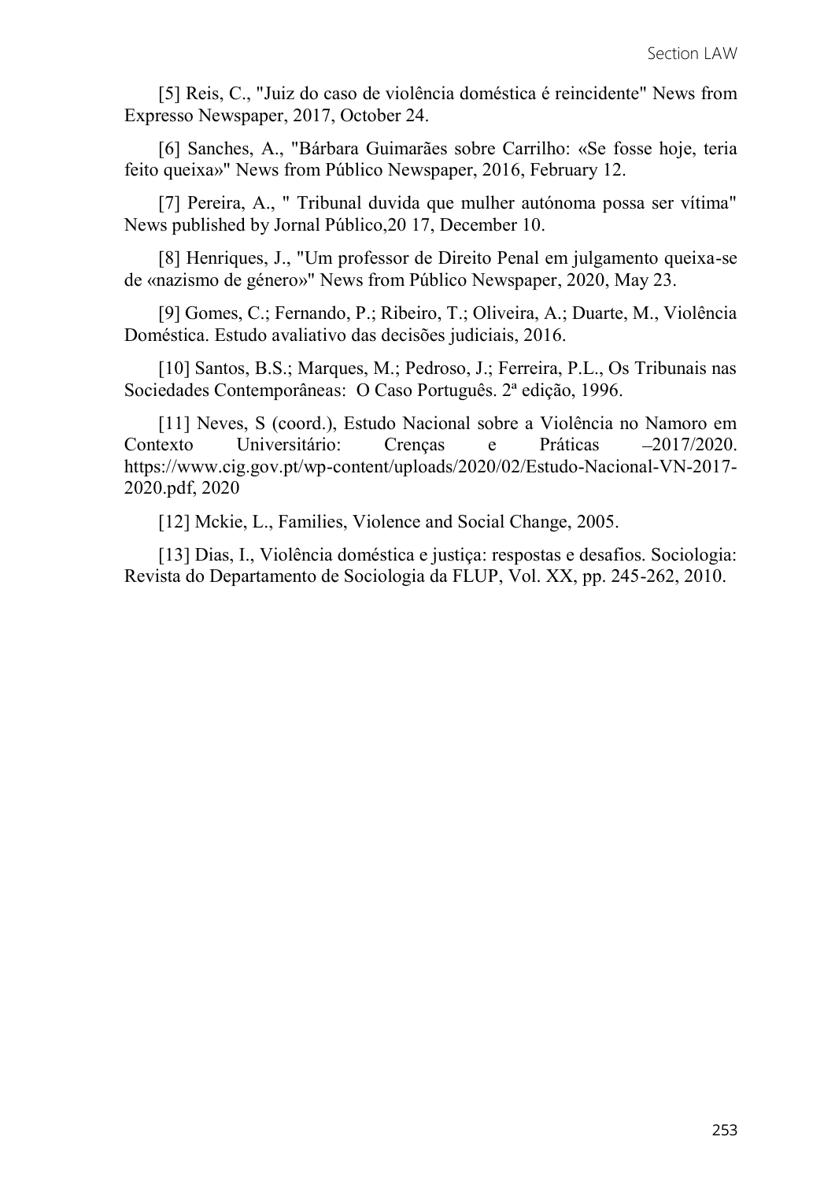[5] Reis, C., "Juiz do caso de violência doméstica é reincidente" News from Expresso Newspaper, 2017, October 24.

[6] Sanches, A., "Bárbara Guimarães sobre Carrilho: «Se fosse hoje, teria feito queixa»" News from Público Newspaper, 2016, February 12.

[7] Pereira, A., " Tribunal duvida que mulher autónoma possa ser vítima" News published by Jornal Público,20 17, December 10.

[8] Henriques, J., "Um professor de Direito Penal em julgamento queixa-se de «nazismo de género»" News from Público Newspaper, 2020, May 23.

[9] Gomes, C.; Fernando, P.; Ribeiro, T.; Oliveira, A.; Duarte, M., Violência Doméstica. Estudo avaliativo das decisões judiciais, 2016.

[10] Santos, B.S.; Marques, M.; Pedroso, J.; Ferreira, P.L., Os Tribunais nas Sociedades Contemporâneas: O Caso Português. 2ª edição, 1996.

[11] Neves, S (coord.), Estudo Nacional sobre a Violência no Namoro em Contexto Universitário: Crenças e Práticas –2017/2020. https://www.cig.gov.pt/wp-content/uploads/2020/02/Estudo-Nacional-VN-2017-2020.pdf, 2020

[12] Mckie, L., Families, Violence and Social Change, 2005.

[13] Dias, I., Violência doméstica e justiça: respostas e desafios. Sociologia: Revista do Departamento de Sociologia da FLUP, Vol. XX, pp. 245-262, 2010.